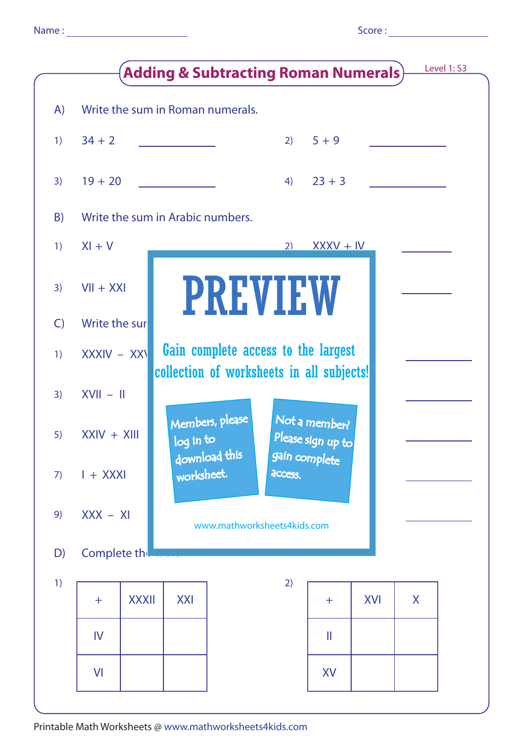Name : ____________ Score : ____________

# Adding & Subtracting Roman Numerals

Level 1: S3

A) Write the sum in Roman numerals.

1) 34 + 2 ________

2) 5 + 9 ________

3) 19 + 20 ________

4) 23 + 3 ________

B) Write the sum in Arabic numbers.

1) XI + V

2) XXXV + IV ________

3) VII + XXI ________

C) Write the sur

1) XXXIV − XX ________

3) XVII − II ________

5) XXIV + XIII ________

7) I + XXXI ________

9) XXX − XI ________

PREVIEW

Gain complete access to the largest collection of worksheets in all subjects!

Members, please log in to download this worksheet.

Not a member? Please sign up to gain complete access.

www.mathworksheets4kids.com

D) Complete th

1)

| + | XXXII | XXI |
|---|---|---|
| IV | | |
| VI | | |

2)

| + | XVI | X |
|---|---|---|
| II | | |
| XV | | |

Printable Math Worksheets @ www.mathworksheets4kids.com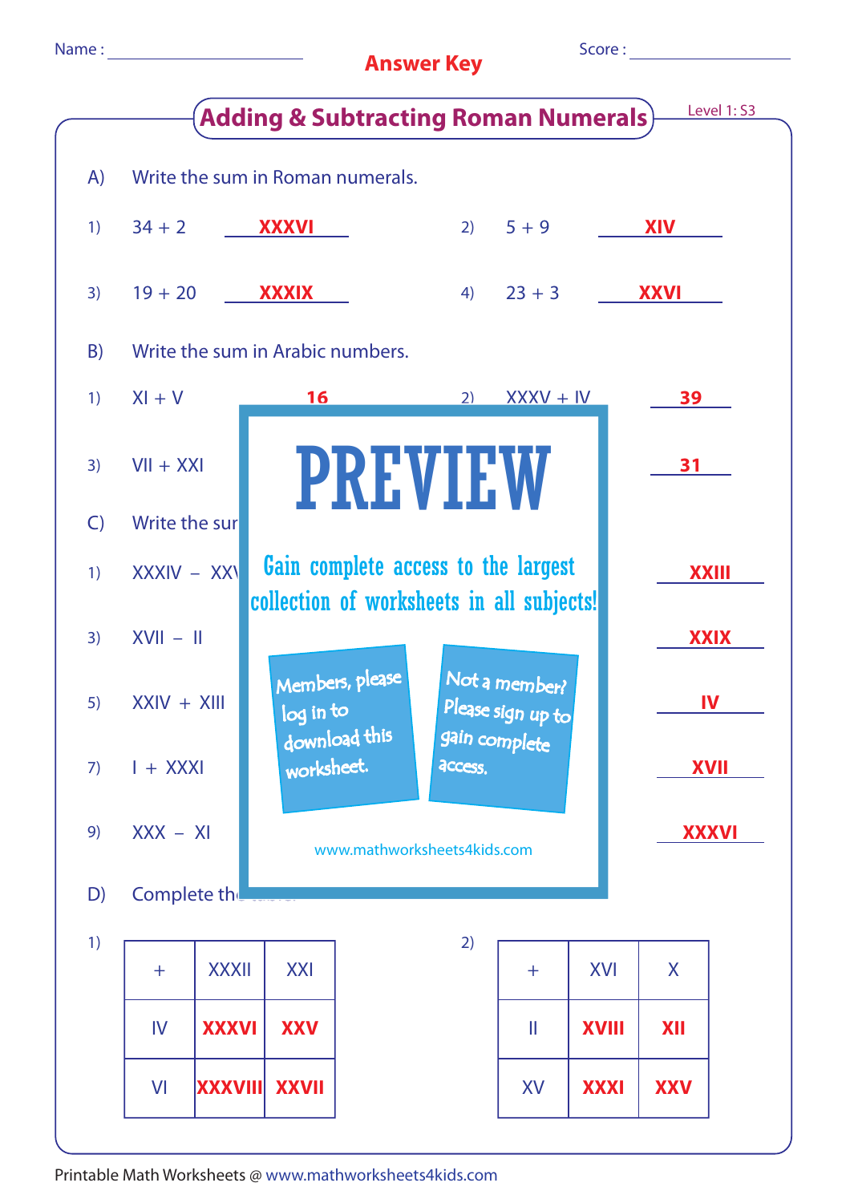Name : ____________ Score : ____________

**Answer Key**

# Adding & Subtracting Roman Numerals

Level 1: S3

A) Write the sum in Roman numerals.

1) 34 + 2 **XXXVI**

2) 5 + 9 **XIV**

3) 19 + 20 **XXXIX**

4) 23 + 3 **XXVI**

B) Write the sum in Arabic numbers.

1) XI + V **16**

2) XXXV + IV **39**

3) VII + XXI

**31**

C) Write the sur

1) XXXIV – XX\

**XXIII**

3) XVII – II

**XXIX**

5) XXIV + XIII

**IV**

7) I + XXXI

**XVII**

9) XXX – XI

**XXXVI**

PREVIEW

Gain complete access to the largest collection of worksheets in all subjects!

Members, please log in to download this worksheet.

Not a member? Please sign up to gain complete access.

www.mathworksheets4kids.com

D) Complete th

1)

| + | XXXII | XXI |
|---|---|---|
| IV | **XXXVI** | **XXV** |
| VI | **XXXVIII** | **XXVII** |

2)

| + | XVI | X |
|---|---|---|
| II | **XVIII** | **XII** |
| XV | **XXXI** | **XXV** |

Printable Math Worksheets @ www.mathworksheets4kids.com